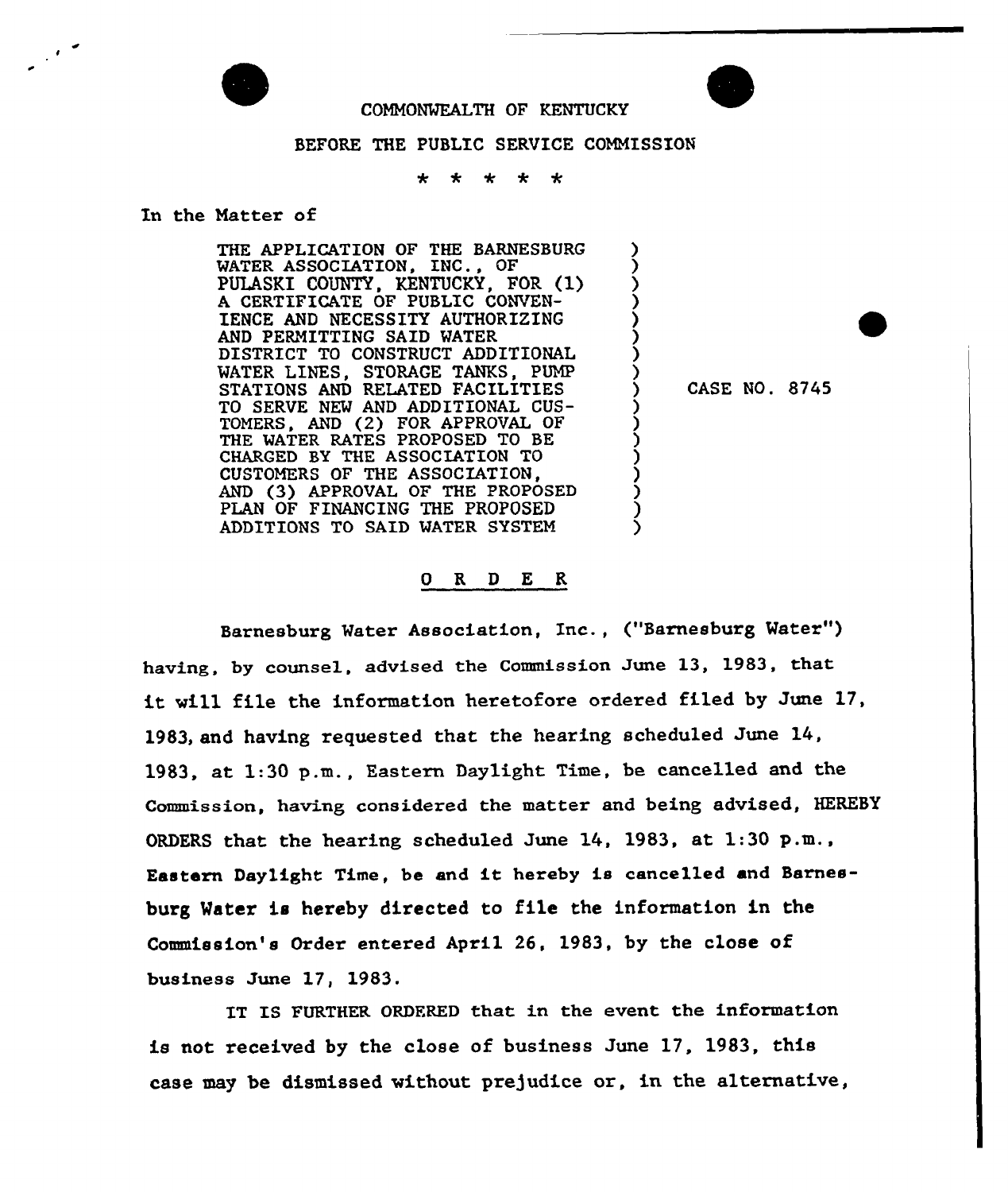COMMONWEALTH OF KENTUCKY

BEFORE THE PUBLIC SERVICE COMMISSION

\* \* \* \* \*

In the Matter of

| | | |
|---|---|---|
| THE APPLICATION OF THE BARNESBURG WATER ASSOCIATION, INC., OF PULASKI COUNTY, KENTUCKY, FOR (1) A CERTIFICATE OF PUBLIC CONVENIENCE AND NECESSITY AUTHORIZING AND PERMITTING SAID WATER DISTRICT TO CONSTRUCT ADDITIONAL WATER LINES, STORAGE TANKS, PUMP STATIONS AND RELATED FACILITIES TO SERVE NEW AND ADDITIONAL CUSTOMERS, AND (2) FOR APPROVAL OF THE WATER RATES PROPOSED TO BE CHARGED BY THE ASSOCIATION TO CUSTOMERS OF THE ASSOCIATION, AND (3) APPROVAL OF THE PROPOSED PLAN OF FINANCING THE PROPOSED ADDITIONS TO SAID WATER SYSTEM | ) | CASE NO. 8745 |

## O R D E R

Barnesburg Water Association, Inc., ("Barnesburg Water") having, by counsel, advised the Commission June 13, 1983, that it will file the information heretofore ordered filed by June 17, 1983, and having requested that the hearing scheduled June 14, 1983, at 1:30 p.m., Eastern Daylight Time, be cancelled and the Commission, having considered the matter and being advised, HEREBY ORDERS that the hearing scheduled June 14, 1983, at 1:30 p.m., Eastern Daylight Time, be and it hereby is cancelled and Barnesburg Water is hereby directed to file the information in the Commission's Order entered April 26, 1983, by the close of business June 17, 1983.

IT IS FURTHER ORDERED that in the event the information is not received by the close of business June 17, 1983, this case may be dismissed without prejudice or, in the alternative,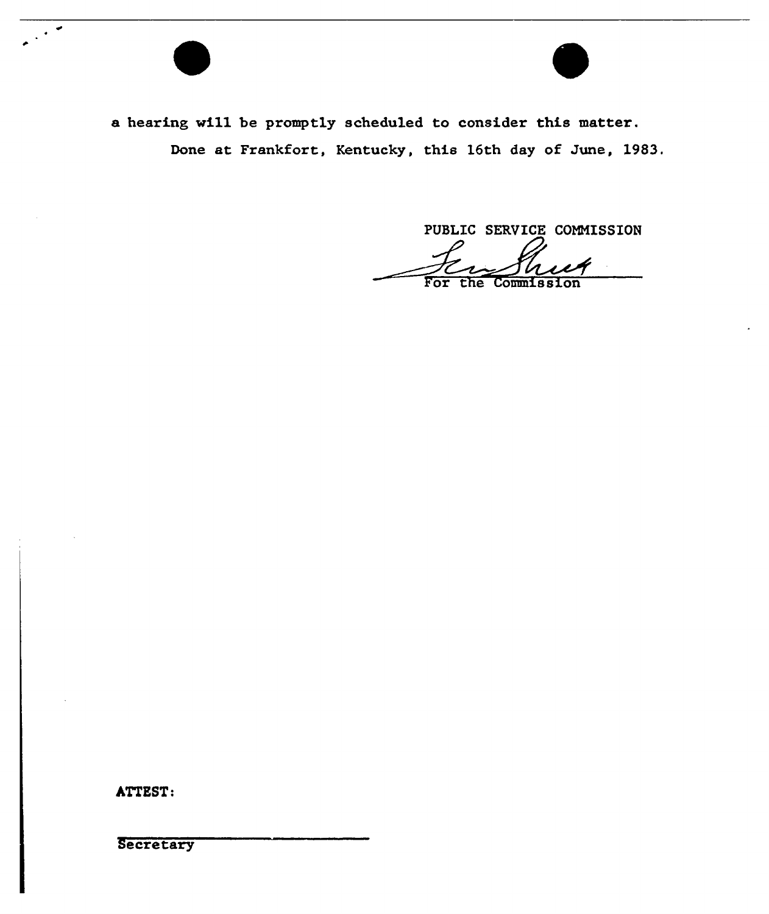a hearing will be promptly scheduled to consider this matter.

Done at Frankfort, Kentucky, this 16th day of June, 1983.

PUBLIC SERVICE COMMISSION

For the Commission

ATTEST:

Secretary